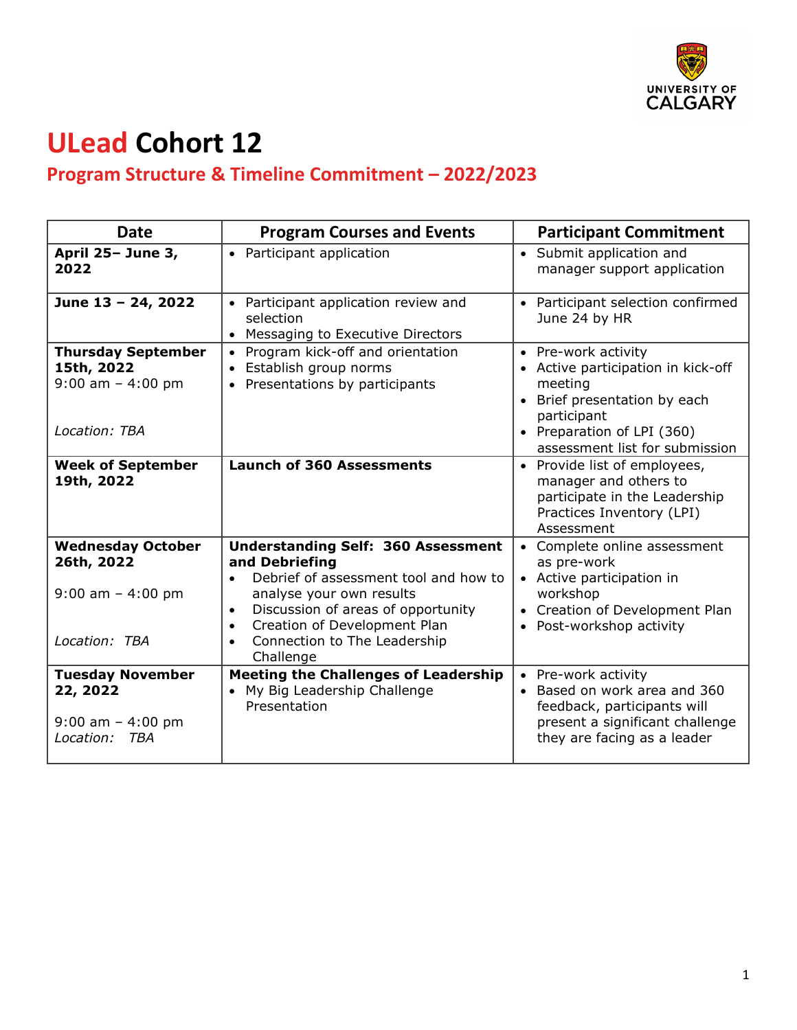# ULead Cohort 12

## Program Structure & Timeline Commitment – 2022/2023

| Date | Program Courses and Events | Participant Commitment |
|---|---|---|
| **April 25– June 3, 2022** | • Participant application | • Submit application and manager support application |
| **June 13 – 24, 2022** | • Participant application review and selection<br>• Messaging to Executive Directors | • Participant selection confirmed June 24 by HR |
| **Thursday September 15th, 2022**<br>9:00 am – 4:00 pm<br><br>*Location: TBA* | • Program kick-off and orientation<br>• Establish group norms<br>• Presentations by participants | • Pre-work activity<br>• Active participation in kick-off meeting<br>• Brief presentation by each participant<br>• Preparation of LPI (360) assessment list for submission |
| **Week of September 19th, 2022** | **Launch of 360 Assessments** | • Provide list of employees, manager and others to participate in the Leadership Practices Inventory (LPI) Assessment |
| **Wednesday October 26th, 2022**<br><br>9:00 am – 4:00 pm<br><br>*Location: TBA* | **Understanding Self: 360 Assessment and Debriefing**<br>• Debrief of assessment tool and how to analyse your own results<br>• Discussion of areas of opportunity<br>• Creation of Development Plan<br>• Connection to The Leadership Challenge | • Complete online assessment as pre-work<br>• Active participation in workshop<br>• Creation of Development Plan<br>• Post-workshop activity |
| **Tuesday November 22, 2022**<br><br>9:00 am – 4:00 pm<br>*Location: TBA* | **Meeting the Challenges of Leadership**<br>• My Big Leadership Challenge Presentation | • Pre-work activity<br>• Based on work area and 360 feedback, participants will present a significant challenge they are facing as a leader |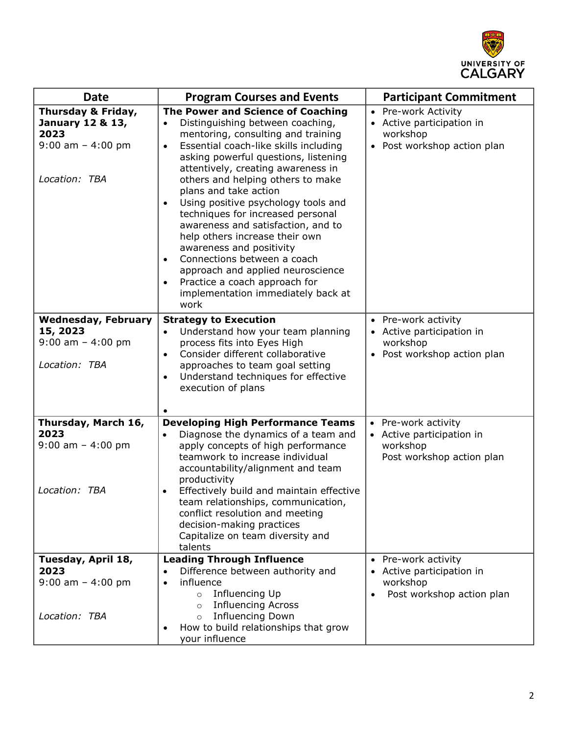| Date | Program Courses and Events | Participant Commitment |
|---|---|---|
| **Thursday & Friday, January 12 & 13, 2023**<br>9:00 am – 4:00 pm<br><br>*Location: TBA* | **The Power and Science of Coaching**<br>• Distinguishing between coaching, mentoring, consulting and training<br>• Essential coach-like skills including asking powerful questions, listening attentively, creating awareness in others and helping others to make plans and take action<br>• Using positive psychology tools and techniques for increased personal awareness and satisfaction, and to help others increase their own awareness and positivity<br>• Connections between a coach approach and applied neuroscience<br>• Practice a coach approach for implementation immediately back at work | • Pre-work Activity<br>• Active participation in workshop<br>• Post workshop action plan |
| **Wednesday, February 15, 2023**<br>9:00 am – 4:00 pm<br><br>*Location: TBA* | **Strategy to Execution**<br>• Understand how your team planning process fits into Eyes High<br>• Consider different collaborative approaches to team goal setting<br>• Understand techniques for effective execution of plans<br>• | • Pre-work activity<br>• Active participation in workshop<br>• Post workshop action plan |
| **Thursday, March 16, 2023**<br>9:00 am – 4:00 pm<br><br>*Location: TBA* | **Developing High Performance Teams**<br>• Diagnose the dynamics of a team and apply concepts of high performance teamwork to increase individual accountability/alignment and team productivity<br>• Effectively build and maintain effective team relationships, communication, conflict resolution and meeting decision-making practices<br>Capitalize on team diversity and talents | • Pre-work activity<br>• Active participation in workshop<br>Post workshop action plan |
| **Tuesday, April 18, 2023**<br>9:00 am – 4:00 pm<br><br>*Location: TBA* | **Leading Through Influence**<br>• Difference between authority and<br>• influence<br>  ○ Influencing Up<br>  ○ Influencing Across<br>  ○ Influencing Down<br>• How to build relationships that grow your influence | • Pre-work activity<br>• Active participation in workshop<br>• Post workshop action plan |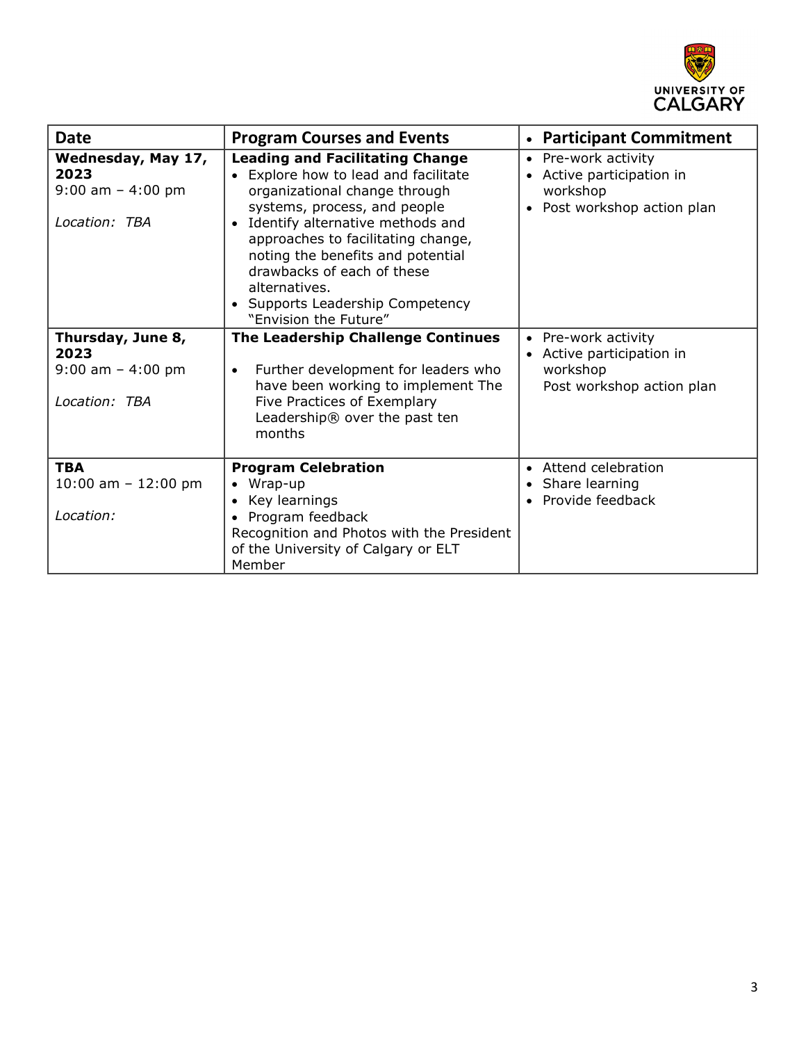| Date | Program Courses and Events | • Participant Commitment |
| --- | --- | --- |
| **Wednesday, May 17, 2023**<br>9:00 am – 4:00 pm<br><br>*Location: TBA* | **Leading and Facilitating Change**<br>• Explore how to lead and facilitate organizational change through systems, process, and people<br>• Identify alternative methods and approaches to facilitating change, noting the benefits and potential drawbacks of each of these alternatives.<br>• Supports Leadership Competency "Envision the Future" | • Pre-work activity<br>• Active participation in workshop<br>• Post workshop action plan |
| **Thursday, June 8, 2023**<br>9:00 am – 4:00 pm<br><br>*Location: TBA* | **The Leadership Challenge Continues**<br><br>• Further development for leaders who have been working to implement The Five Practices of Exemplary Leadership® over the past ten months | • Pre-work activity<br>• Active participation in workshop<br>Post workshop action plan |
| **TBA**<br>10:00 am – 12:00 pm<br><br>*Location:* | **Program Celebration**<br>• Wrap-up<br>• Key learnings<br>• Program feedback<br>Recognition and Photos with the President of the University of Calgary or ELT Member | • Attend celebration<br>• Share learning<br>• Provide feedback |